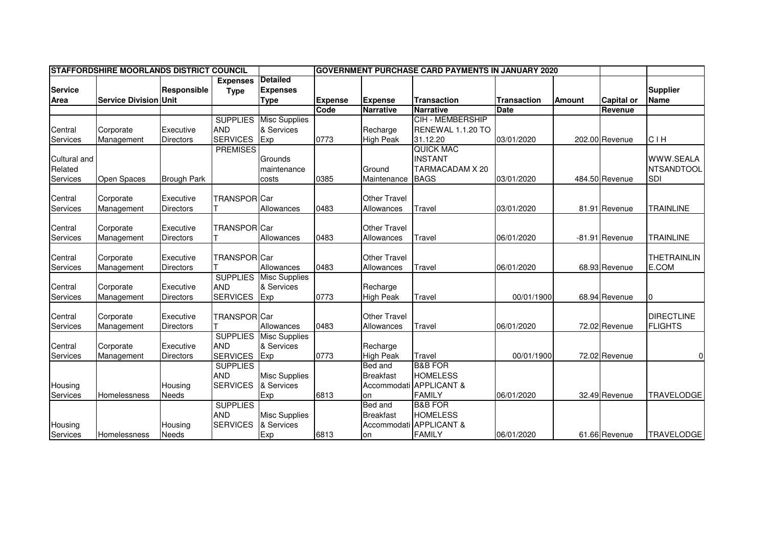| STAFFORDSHIRE MOORLANDS DISTRICT COUNCIL | | | | | GOVERNMENT PURCHASE CARD PAYMENTS IN JANUARY 2020 | | | | | | |
|---|---|---|---|---|---|---|---|---|---|---|---|
| Service Area | Service Division | Responsible Unit | Expenses Type | Detailed Expenses Type | Expense Code | Expense Narrative | Transaction Narrative | Transaction Date | Amount | Capital or Revenue | Supplier Name |
| Central Services | Corporate Management | Executive Directors | SUPPLIES AND SERVICES | Misc Supplies & Services Exp | 0773 | Recharge High Peak | CIH - MEMBERSHIP RENEWAL 1.1.20 TO 31.12.20 | 03/01/2020 | 202.00 | Revenue | C I H |
| Cultural and Related Services | Open Spaces | Brough Park | PREMISES | Grounds maintenance costs | 0385 | Ground Maintenance | QUICK MAC INSTANT TARMACADAM X 20 BAGS | 03/01/2020 | 484.50 | Revenue | WWW.SEALANTSANDTOOLSDI |
| Central Services | Corporate Management | Executive Directors | TRANSPORT | Car Allowances | 0483 | Other Travel Allowances | Travel | 03/01/2020 | 81.91 | Revenue | TRAINLINE |
| Central Services | Corporate Management | Executive Directors | TRANSPORT | Car Allowances | 0483 | Other Travel Allowances | Travel | 06/01/2020 | -81.91 | Revenue | TRAINLINE |
| Central Services | Corporate Management | Executive Directors | TRANSPORT | Car Allowances | 0483 | Other Travel Allowances | Travel | 06/01/2020 | 68.93 | Revenue | THETRAINLINE.COM |
| Central Services | Corporate Management | Executive Directors | SUPPLIES AND SERVICES | Misc Supplies & Services Exp | 0773 | Recharge High Peak | Travel | 00/01/1900 | 68.94 | Revenue | 0 |
| Central Services | Corporate Management | Executive Directors | TRANSPORT | Car Allowances | 0483 | Other Travel Allowances | Travel | 06/01/2020 | 72.02 | Revenue | DIRECTLINE FLIGHTS |
| Central Services | Corporate Management | Executive Directors | SUPPLIES AND SERVICES | Misc Supplies & Services Exp | 0773 | Recharge High Peak | Travel | 00/01/1900 | 72.02 | Revenue | 0 |
| Housing Services | Homelessness | Housing Needs | SUPPLIES AND SERVICES | Misc Supplies & Services Exp | 6813 | Bed and Breakfast Accommodation | B&B FOR HOMELESS APPLICANT & FAMILY | 06/01/2020 | 32.49 | Revenue | TRAVELODGE |
| Housing Services | Homelessness | Housing Needs | SUPPLIES AND SERVICES | Misc Supplies & Services Exp | 6813 | Bed and Breakfast Accommodation | B&B FOR HOMELESS APPLICANT & FAMILY | 06/01/2020 | 61.66 | Revenue | TRAVELODGE |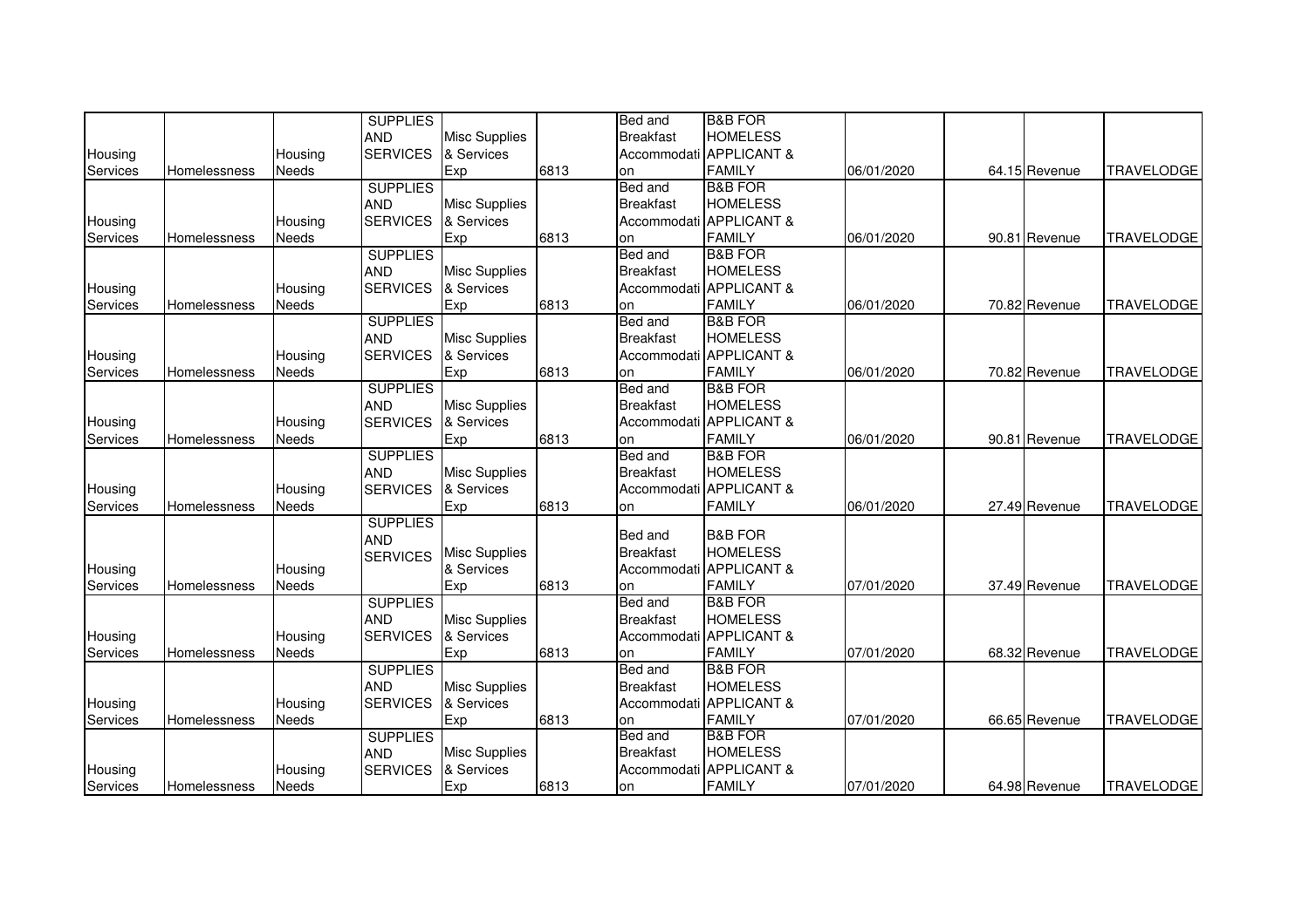| | | | | | | | | | | | |
|---|---|---|---|---|---|---|---|---|---|---|---|
| Housing Services | Homelessness | Housing Needs | SUPPLIES AND SERVICES | Misc Supplies & Services Exp | 6813 | Bed and Breakfast Accommodation | B&B FOR HOMELESS APPLICANT & FAMILY | 06/01/2020 | 64.15 | Revenue | TRAVELODGE |
| Housing Services | Homelessness | Housing Needs | SUPPLIES AND SERVICES | Misc Supplies & Services Exp | 6813 | Bed and Breakfast Accommodation | B&B FOR HOMELESS APPLICANT & FAMILY | 06/01/2020 | 90.81 | Revenue | TRAVELODGE |
| Housing Services | Homelessness | Housing Needs | SUPPLIES AND SERVICES | Misc Supplies & Services Exp | 6813 | Bed and Breakfast Accommodation | B&B FOR HOMELESS APPLICANT & FAMILY | 06/01/2020 | 70.82 | Revenue | TRAVELODGE |
| Housing Services | Homelessness | Housing Needs | SUPPLIES AND SERVICES | Misc Supplies & Services Exp | 6813 | Bed and Breakfast Accommodation | B&B FOR HOMELESS APPLICANT & FAMILY | 06/01/2020 | 70.82 | Revenue | TRAVELODGE |
| Housing Services | Homelessness | Housing Needs | SUPPLIES AND SERVICES | Misc Supplies & Services Exp | 6813 | Bed and Breakfast Accommodation | B&B FOR HOMELESS APPLICANT & FAMILY | 06/01/2020 | 90.81 | Revenue | TRAVELODGE |
| Housing Services | Homelessness | Housing Needs | SUPPLIES AND SERVICES | Misc Supplies & Services Exp | 6813 | Bed and Breakfast Accommodation | B&B FOR HOMELESS APPLICANT & FAMILY | 06/01/2020 | 27.49 | Revenue | TRAVELODGE |
| Housing Services | Homelessness | Housing Needs | SUPPLIES AND SERVICES | Misc Supplies & Services Exp | 6813 | Bed and Breakfast Accommodation | B&B FOR HOMELESS APPLICANT & FAMILY | 07/01/2020 | 37.49 | Revenue | TRAVELODGE |
| Housing Services | Homelessness | Housing Needs | SUPPLIES AND SERVICES | Misc Supplies & Services Exp | 6813 | Bed and Breakfast Accommodation | B&B FOR HOMELESS APPLICANT & FAMILY | 07/01/2020 | 68.32 | Revenue | TRAVELODGE |
| Housing Services | Homelessness | Housing Needs | SUPPLIES AND SERVICES | Misc Supplies & Services Exp | 6813 | Bed and Breakfast Accommodation | B&B FOR HOMELESS APPLICANT & FAMILY | 07/01/2020 | 66.65 | Revenue | TRAVELODGE |
| Housing Services | Homelessness | Housing Needs | SUPPLIES AND SERVICES | Misc Supplies & Services Exp | 6813 | Bed and Breakfast Accommodation | B&B FOR HOMELESS APPLICANT & FAMILY | 07/01/2020 | 64.98 | Revenue | TRAVELODGE |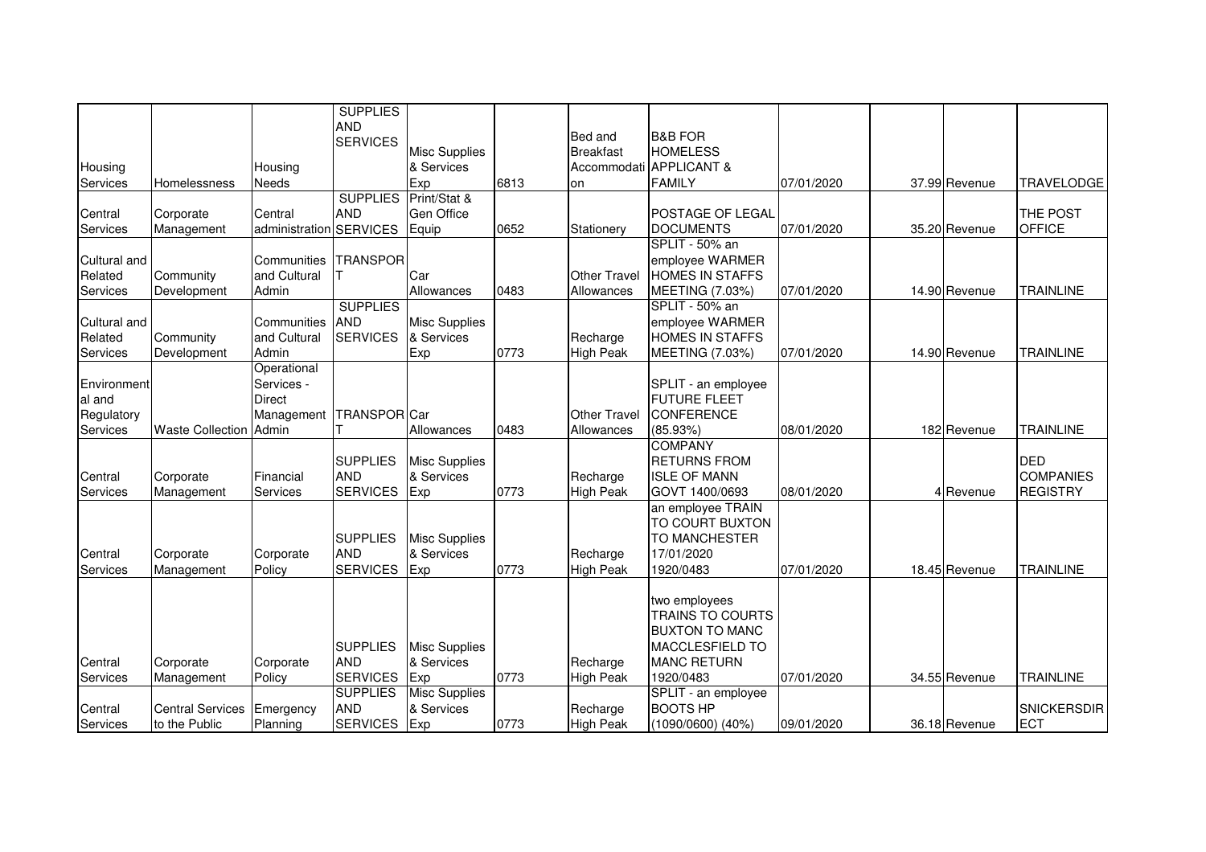| | | | | | | | | | | | |
|---|---|---|---|---|---|---|---|---|---|---|---|
| Housing Services | Homelessness | Housing Needs | SUPPLIES AND SERVICES | Misc Supplies & Services Exp | 6813 | Bed and Breakfast Accommodation | B&B FOR HOMELESS APPLICANT & FAMILY | 07/01/2020 | 37.99 | Revenue | TRAVELODGE |
| Central Services | Corporate Management | Central administration | SUPPLIES AND SERVICES | Print/Stat & Gen Office Equip | 0652 | Stationery | POSTAGE OF LEGAL DOCUMENTS | 07/01/2020 | 35.20 | Revenue | THE POST OFFICE |
| Cultural and Related Services | Community Development | Communities and Cultural Admin | TRANSPORT | Car Allowances | 0483 | Other Travel Allowances | SPLIT - 50% an employee WARMER HOMES IN STAFFS MEETING (7.03%) | 07/01/2020 | 14.90 | Revenue | TRAINLINE |
| Cultural and Related Services | Community Development | Communities and Cultural Admin | SUPPLIES AND SERVICES | Misc Supplies & Services Exp | 0773 | Recharge High Peak | SPLIT - 50% an employee WARMER HOMES IN STAFFS MEETING (7.03%) | 07/01/2020 | 14.90 | Revenue | TRAINLINE |
| Environmental and Regulatory Services | Waste Collection | Operational Services - Direct Management Admin | TRANSPORT | Car Allowances | 0483 | Other Travel Allowances | SPLIT - an employee FUTURE FLEET CONFERENCE (85.93%) | 08/01/2020 | 182 | Revenue | TRAINLINE |
| Central Services | Corporate Management | Financial Services | SUPPLIES AND SERVICES | Misc Supplies & Services Exp | 0773 | Recharge High Peak | COMPANY RETURNS FROM ISLE OF MANN GOVT 1400/0693 | 08/01/2020 | 4 | Revenue | DED COMPANIES REGISTRY |
| Central Services | Corporate Management | Corporate Policy | SUPPLIES AND SERVICES | Misc Supplies & Services Exp | 0773 | Recharge High Peak | an employee TRAIN TO COURT BUXTON TO MANCHESTER 17/01/2020 1920/0483 | 07/01/2020 | 18.45 | Revenue | TRAINLINE |
| Central Services | Corporate Management | Corporate Policy | SUPPLIES AND SERVICES | Misc Supplies & Services Exp | 0773 | Recharge High Peak | two employees TRAINS TO COURTS BUXTON TO MANC MACCLESFIELD TO MANC RETURN 1920/0483 | 07/01/2020 | 34.55 | Revenue | TRAINLINE |
| Central Services | Central Services to the Public | Emergency Planning | SUPPLIES AND SERVICES | Misc Supplies & Services Exp | 0773 | Recharge High Peak | SPLIT - an employee BOOTS HP (1090/0600) (40%) | 09/01/2020 | 36.18 | Revenue | SNICKERSDIRECT |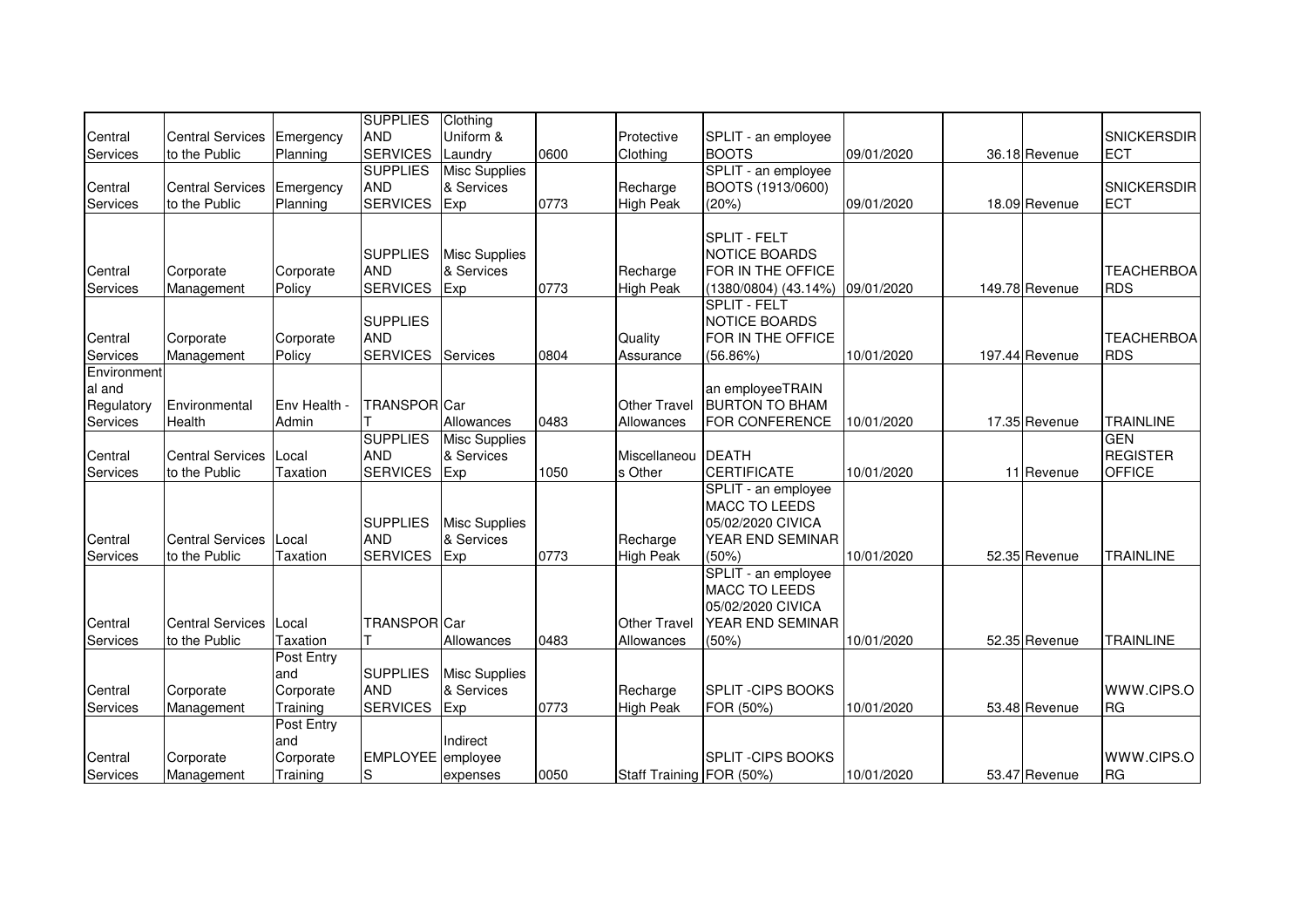| | | | | | | | | | | | |
|---|---|---|---|---|---|---|---|---|---|---|---|
| Central Services | Central Services to the Public | Emergency Planning | SUPPLIES AND SERVICES | Clothing Uniform & Laundry | 0600 | Protective Clothing | SPLIT - an employee BOOTS | 09/01/2020 | 36.18 | Revenue | SNICKERSDIRECT |
| Central Services | Central Services to the Public | Emergency Planning | SUPPLIES AND SERVICES | Misc Supplies & Services Exp | 0773 | Recharge High Peak | SPLIT - an employee BOOTS (1913/0600) (20%) | 09/01/2020 | 18.09 | Revenue | SNICKERSDIRECT |
| Central Services | Corporate Management | Corporate Policy | SUPPLIES AND SERVICES | Misc Supplies & Services Exp | 0773 | Recharge High Peak | SPLIT - FELT NOTICE BOARDS FOR IN THE OFFICE (1380/0804) (43.14%) | 09/01/2020 | 149.78 | Revenue | TEACHERBOARDS |
| Central Services | Corporate Management | Corporate Policy | SUPPLIES AND SERVICES | Services | 0804 | Quality Assurance | SPLIT - FELT NOTICE BOARDS FOR IN THE OFFICE (56.86%) | 10/01/2020 | 197.44 | Revenue | TEACHERBOARDS |
| Environmental and Regulatory Services | Environmental Health | Env Health - Admin | TRANSPORT | Car Allowances | 0483 | Other Travel Allowances | an employeeTRAIN BURTON TO BHAM FOR CONFERENCE | 10/01/2020 | 17.35 | Revenue | TRAINLINE |
| Central Services | Central Services to the Public | Local Taxation | SUPPLIES AND SERVICES | Misc Supplies & Services Exp | 1050 | Miscellaneous Other | DEATH CERTIFICATE | 10/01/2020 | 11 | Revenue | GEN REGISTER OFFICE |
| Central Services | Central Services to the Public | Local Taxation | SUPPLIES AND SERVICES | Misc Supplies & Services Exp | 0773 | Recharge High Peak | SPLIT - an employee MACC TO LEEDS 05/02/2020 CIVICA YEAR END SEMINAR (50%) | 10/01/2020 | 52.35 | Revenue | TRAINLINE |
| Central Services | Central Services to the Public | Local Taxation | TRANSPORT | Car Allowances | 0483 | Other Travel Allowances | SPLIT - an employee MACC TO LEEDS 05/02/2020 CIVICA YEAR END SEMINAR (50%) | 10/01/2020 | 52.35 | Revenue | TRAINLINE |
| Central Services | Corporate Management | Post Entry and Corporate Training | SUPPLIES AND SERVICES | Misc Supplies & Services Exp | 0773 | Recharge High Peak | SPLIT -CIPS BOOKS FOR (50%) | 10/01/2020 | 53.48 | Revenue | WWW.CIPS.ORG |
| Central Services | Corporate Management | Post Entry and Corporate Training | EMPLOYEES | Indirect employee expenses | 0050 | Staff Training | SPLIT -CIPS BOOKS FOR (50%) | 10/01/2020 | 53.47 | Revenue | WWW.CIPS.ORG |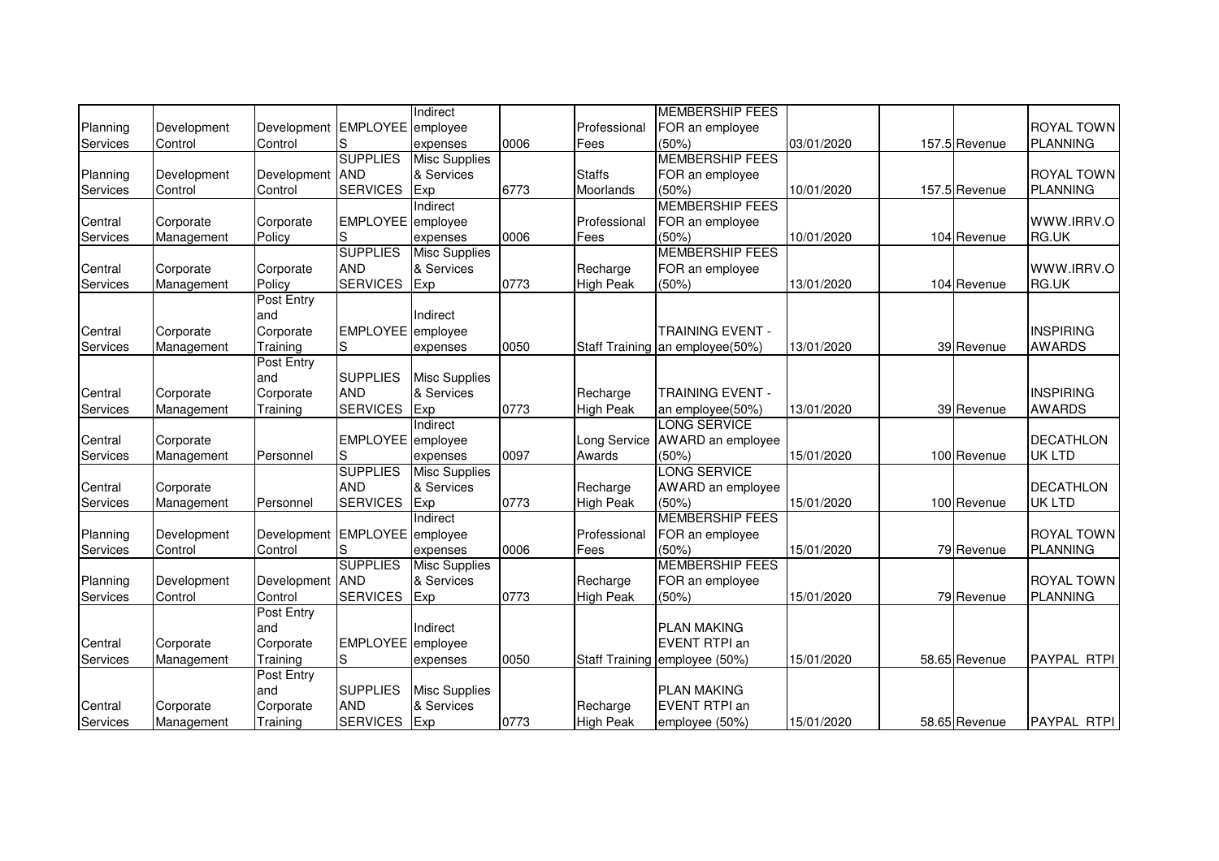| | | | | | | | | | | | |
|---|---|---|---|---|---|---|---|---|---|---|---|
| Planning Services | Development Control | Development Control | EMPLOYEES | Indirect employee expenses | 0006 | Professional Fees | MEMBERSHIP FEES FOR an employee (50%) | 03/01/2020 | 157.5 | Revenue | ROYAL TOWN PLANNING |
| Planning Services | Development Control | Development Control | SUPPLIES AND SERVICES | Misc Supplies & Services Exp | 6773 | Staffs Moorlands | MEMBERSHIP FEES FOR an employee (50%) | 10/01/2020 | 157.5 | Revenue | ROYAL TOWN PLANNING |
| Central Services | Corporate Management | Corporate Policy | EMPLOYEES | Indirect employee expenses | 0006 | Professional Fees | MEMBERSHIP FEES FOR an employee (50%) | 10/01/2020 | 104 | Revenue | WWW.IRRV.ORG.UK |
| Central Services | Corporate Management | Corporate Policy | SUPPLIES AND SERVICES | Misc Supplies & Services Exp | 0773 | Recharge High Peak | MEMBERSHIP FEES FOR an employee (50%) | 13/01/2020 | 104 | Revenue | WWW.IRRV.ORG.UK |
| Central Services | Corporate Management | Post Entry and Corporate Training | EMPLOYEES | Indirect employee expenses | 0050 | Staff Training | TRAINING EVENT - an employee(50%) | 13/01/2020 | 39 | Revenue | INSPIRING AWARDS |
| Central Services | Corporate Management | Post Entry and Corporate Training | SUPPLIES AND SERVICES | Misc Supplies & Services Exp | 0773 | Recharge High Peak | TRAINING EVENT - an employee(50%) | 13/01/2020 | 39 | Revenue | INSPIRING AWARDS |
| Central Services | Corporate Management | Personnel | EMPLOYEES | Indirect employee expenses | 0097 | Long Service Awards | LONG SERVICE AWARD an employee (50%) | 15/01/2020 | 100 | Revenue | DECATHLON UK LTD |
| Central Services | Corporate Management | Personnel | SUPPLIES AND SERVICES | Misc Supplies & Services Exp | 0773 | Recharge High Peak | LONG SERVICE AWARD an employee (50%) | 15/01/2020 | 100 | Revenue | DECATHLON UK LTD |
| Planning Services | Development Control | Development Control | EMPLOYEES | Indirect employee expenses | 0006 | Professional Fees | MEMBERSHIP FEES FOR an employee (50%) | 15/01/2020 | 79 | Revenue | ROYAL TOWN PLANNING |
| Planning Services | Development Control | Development Control | SUPPLIES AND SERVICES | Misc Supplies & Services Exp | 0773 | Recharge High Peak | MEMBERSHIP FEES FOR an employee (50%) | 15/01/2020 | 79 | Revenue | ROYAL TOWN PLANNING |
| Central Services | Corporate Management | Post Entry and Corporate Training | EMPLOYEES | Indirect employee expenses | 0050 | Staff Training | PLAN MAKING EVENT RTPI an employee (50%) | 15/01/2020 | 58.65 | Revenue | PAYPAL RTPI |
| Central Services | Corporate Management | Post Entry and Corporate Training | SUPPLIES AND SERVICES | Misc Supplies & Services Exp | 0773 | Recharge High Peak | PLAN MAKING EVENT RTPI an employee (50%) | 15/01/2020 | 58.65 | Revenue | PAYPAL RTPI |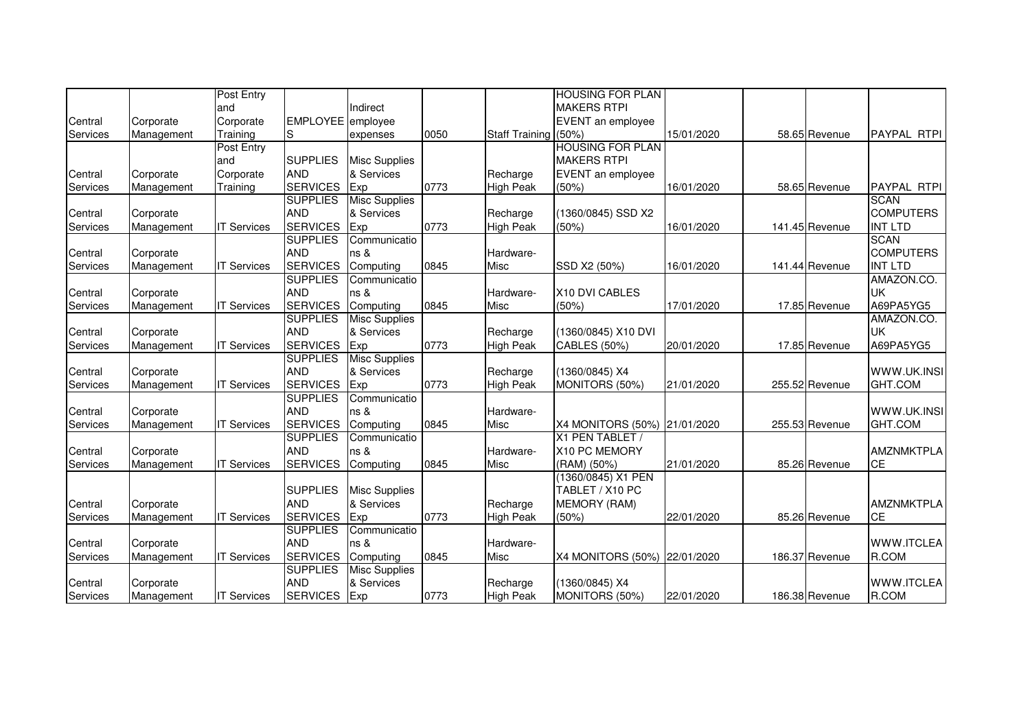| | | | | | | | | | | | |
|---|---|---|---|---|---|---|---|---|---|---|---|
| Central Services | Corporate Management | Post Entry and Corporate Training | EMPLOYEES | Indirect employee expenses | 0050 | Staff Training | HOUSING FOR PLAN MAKERS RTPI EVENT an employee (50%) | 15/01/2020 | 58.65 | Revenue | PAYPAL RTPI |
| Central Services | Corporate Management | Post Entry and Corporate Training | SUPPLIES AND SERVICES | Misc Supplies & Services Exp | 0773 | Recharge High Peak | HOUSING FOR PLAN MAKERS RTPI EVENT an employee (50%) | 16/01/2020 | 58.65 | Revenue | PAYPAL RTPI |
| Central Services | Corporate Management | IT Services | SUPPLIES AND SERVICES | Misc Supplies & Services Exp | 0773 | Recharge High Peak | (1360/0845) SSD X2 (50%) | 16/01/2020 | 141.45 | Revenue | SCAN COMPUTERS INT LTD |
| Central Services | Corporate Management | IT Services | SUPPLIES AND SERVICES | Communications & Computing | 0845 | Hardware-Misc | SSD X2 (50%) | 16/01/2020 | 141.44 | Revenue | SCAN COMPUTERS INT LTD |
| Central Services | Corporate Management | IT Services | SUPPLIES AND SERVICES | Communications & Computing | 0845 | Hardware-Misc | X10 DVI CABLES (50%) | 17/01/2020 | 17.85 | Revenue | AMAZON.CO.UK A69PA5YG5 |
| Central Services | Corporate Management | IT Services | SUPPLIES AND SERVICES | Misc Supplies & Services Exp | 0773 | Recharge High Peak | (1360/0845) X10 DVI CABLES (50%) | 20/01/2020 | 17.85 | Revenue | AMAZON.CO.UK A69PA5YG5 |
| Central Services | Corporate Management | IT Services | SUPPLIES AND SERVICES | Misc Supplies & Services Exp | 0773 | Recharge High Peak | (1360/0845) X4 MONITORS (50%) | 21/01/2020 | 255.52 | Revenue | WWW.UK.INSIGHT.COM |
| Central Services | Corporate Management | IT Services | SUPPLIES AND SERVICES | Communications & Computing | 0845 | Hardware-Misc | X4 MONITORS (50%) | 21/01/2020 | 255.53 | Revenue | WWW.UK.INSIGHT.COM |
| Central Services | Corporate Management | IT Services | SUPPLIES AND SERVICES | Communications & Computing | 0845 | Hardware-Misc | X1 PEN TABLET / X10 PC MEMORY (RAM) (50%) | 21/01/2020 | 85.26 | Revenue | AMZNMKTPLACE |
| Central Services | Corporate Management | IT Services | SUPPLIES AND SERVICES | Misc Supplies & Services Exp | 0773 | Recharge High Peak | (1360/0845) X1 PEN TABLET / X10 PC MEMORY (RAM) (50%) | 22/01/2020 | 85.26 | Revenue | AMZNMKTPLACE |
| Central Services | Corporate Management | IT Services | SUPPLIES AND SERVICES | Communications & Computing | 0845 | Hardware-Misc | X4 MONITORS (50%) | 22/01/2020 | 186.37 | Revenue | WWW.ITCLEAR.COM |
| Central Services | Corporate Management | IT Services | SUPPLIES AND SERVICES | Misc Supplies & Services Exp | 0773 | Recharge High Peak | (1360/0845) X4 MONITORS (50%) | 22/01/2020 | 186.38 | Revenue | WWW.ITCLEAR.COM |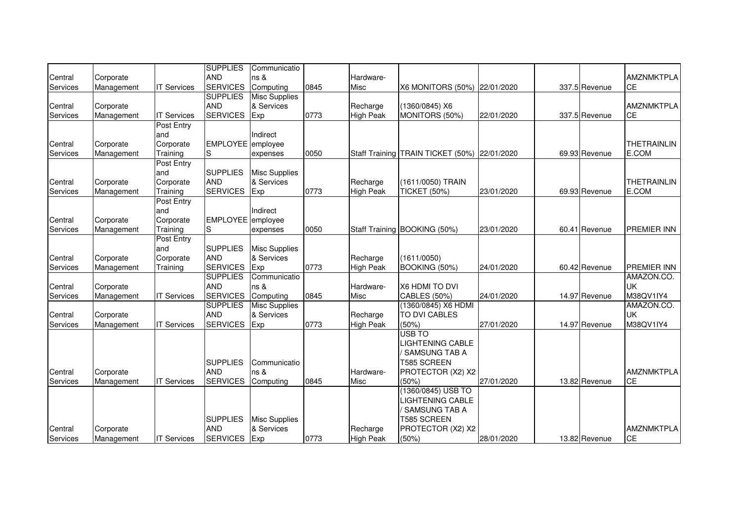| | | | | | | | | | | | | |
|---|---|---|---|---|---|---|---|---|---|---|---|---|
| Central Services | Corporate Management | IT Services | SUPPLIES AND SERVICES | Communications & Computing | 0845 | Hardware-Misc | X6 MONITORS (50%) | 22/01/2020 | | 337.5 | Revenue | AMZNMKTPLACE |
| Central Services | Corporate Management | IT Services | SUPPLIES AND SERVICES | Misc Supplies & Services Exp | 0773 | Recharge High Peak | (1360/0845) X6 MONITORS (50%) | 22/01/2020 | | 337.5 | Revenue | AMZNMKTPLACE |
| Central Services | Corporate Management | Post Entry and Corporate Training | EMPLOYEES | Indirect employee expenses | 0050 | Staff Training | TRAIN TICKET (50%) | 22/01/2020 | | 69.93 | Revenue | THETRAINLINE.COM |
| Central Services | Corporate Management | Post Entry and Corporate Training | SUPPLIES AND SERVICES | Misc Supplies & Services Exp | 0773 | Recharge High Peak | (1611/0050) TRAIN TICKET (50%) | 23/01/2020 | | 69.93 | Revenue | THETRAINLINE.COM |
| Central Services | Corporate Management | Post Entry and Corporate Training | EMPLOYEES | Indirect employee expenses | 0050 | Staff Training | BOOKING (50%) | 23/01/2020 | | 60.41 | Revenue | PREMIER INN |
| Central Services | Corporate Management | Post Entry and Corporate Training | SUPPLIES AND SERVICES | Misc Supplies & Services Exp | 0773 | Recharge High Peak | (1611/0050) BOOKING (50%) | 24/01/2020 | | 60.42 | Revenue | PREMIER INN |
| Central Services | Corporate Management | IT Services | SUPPLIES AND SERVICES | Communications & Computing | 0845 | Hardware-Misc | X6 HDMI TO DVI CABLES (50%) | 24/01/2020 | | 14.97 | Revenue | AMAZON.CO.UK M38QV1IY4 |
| Central Services | Corporate Management | IT Services | SUPPLIES AND SERVICES | Misc Supplies & Services Exp | 0773 | Recharge High Peak | (1360/0845) X6 HDMI TO DVI CABLES (50%) | 27/01/2020 | | 14.97 | Revenue | AMAZON.CO.UK M38QV1IY4 |
| Central Services | Corporate Management | IT Services | SUPPLIES AND SERVICES | Communications & Computing | 0845 | Hardware-Misc | USB TO LIGHTENING CABLE / SAMSUNG TAB A T585 SCREEN PROTECTOR (X2) X2 (50%) | 27/01/2020 | | 13.82 | Revenue | AMZNMKTPLACE |
| Central Services | Corporate Management | IT Services | SUPPLIES AND SERVICES | Misc Supplies & Services Exp | 0773 | Recharge High Peak | (1360/0845) USB TO LIGHTENING CABLE / SAMSUNG TAB A T585 SCREEN PROTECTOR (X2) X2 (50%) | 28/01/2020 | | 13.82 | Revenue | AMZNMKTPLACE |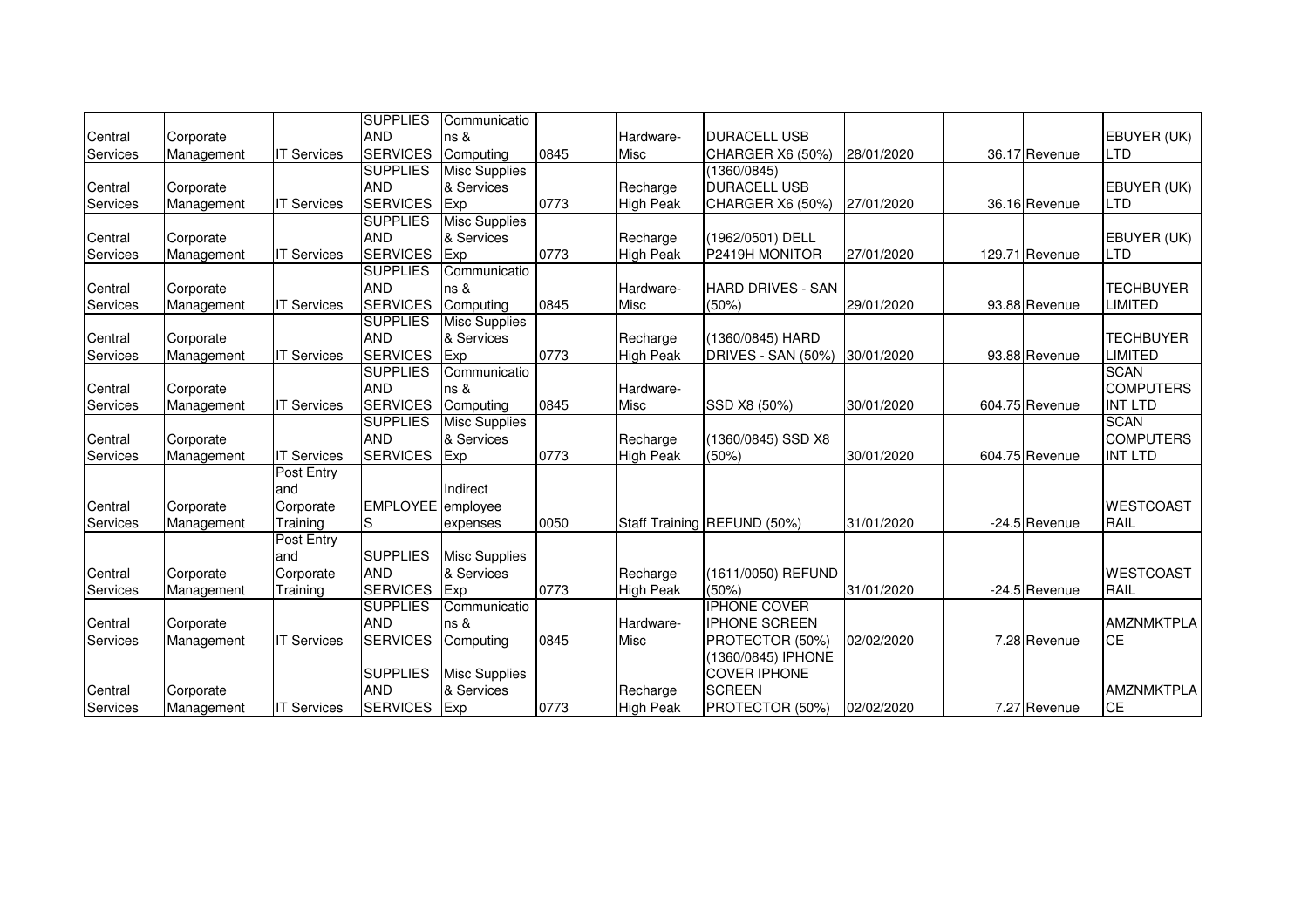| | | | | | | | | | | | | |
|---|---|---|---|---|---|---|---|---|---|---|---|---|
| Central Services | Corporate Management | IT Services | SUPPLIES AND SERVICES | Communications & Computing | 0845 | Hardware-Misc | DURACELL USB CHARGER X6 (50%) | 28/01/2020 | | 36.17 | Revenue | EBUYER (UK) LTD |
| Central Services | Corporate Management | IT Services | SUPPLIES AND SERVICES | Misc Supplies & Services Exp | 0773 | Recharge High Peak | (1360/0845) DURACELL USB CHARGER X6 (50%) | 27/01/2020 | | 36.16 | Revenue | EBUYER (UK) LTD |
| Central Services | Corporate Management | IT Services | SUPPLIES AND SERVICES | Misc Supplies & Services Exp | 0773 | Recharge High Peak | (1962/0501) DELL P2419H MONITOR | 27/01/2020 | | 129.71 | Revenue | EBUYER (UK) LTD |
| Central Services | Corporate Management | IT Services | SUPPLIES AND SERVICES | Communications & Computing | 0845 | Hardware-Misc | HARD DRIVES - SAN (50%) | 29/01/2020 | | 93.88 | Revenue | TECHBUYER LIMITED |
| Central Services | Corporate Management | IT Services | SUPPLIES AND SERVICES | Misc Supplies & Services Exp | 0773 | Recharge High Peak | (1360/0845) HARD DRIVES - SAN (50%) | 30/01/2020 | | 93.88 | Revenue | TECHBUYER LIMITED |
| Central Services | Corporate Management | IT Services | SUPPLIES AND SERVICES | Communications & Computing | 0845 | Hardware-Misc | SSD X8 (50%) | 30/01/2020 | | 604.75 | Revenue | SCAN COMPUTERS INT LTD |
| Central Services | Corporate Management | IT Services | SUPPLIES AND SERVICES | Misc Supplies & Services Exp | 0773 | Recharge High Peak | (1360/0845) SSD X8 (50%) | 30/01/2020 | | 604.75 | Revenue | SCAN COMPUTERS INT LTD |
| Central Services | Corporate Management | Post Entry and Corporate Training | EMPLOYEES | Indirect employee expenses | 0050 | Staff Training | REFUND (50%) | 31/01/2020 | | -24.5 | Revenue | WESTCOAST RAIL |
| Central Services | Corporate Management | Post Entry and Corporate Training | SUPPLIES AND SERVICES | Misc Supplies & Services Exp | 0773 | Recharge High Peak | (1611/0050) REFUND (50%) | 31/01/2020 | | -24.5 | Revenue | WESTCOAST RAIL |
| Central Services | Corporate Management | IT Services | SUPPLIES AND SERVICES | Communications & Computing | 0845 | Hardware-Misc | IPHONE COVER IPHONE SCREEN PROTECTOR (50%) | 02/02/2020 | | 7.28 | Revenue | AMZNMKTPLACE |
| Central Services | Corporate Management | IT Services | SUPPLIES AND SERVICES | Misc Supplies & Services Exp | 0773 | Recharge High Peak | (1360/0845) IPHONE COVER IPHONE SCREEN PROTECTOR (50%) | 02/02/2020 | | 7.27 | Revenue | AMZNMKTPLACE |